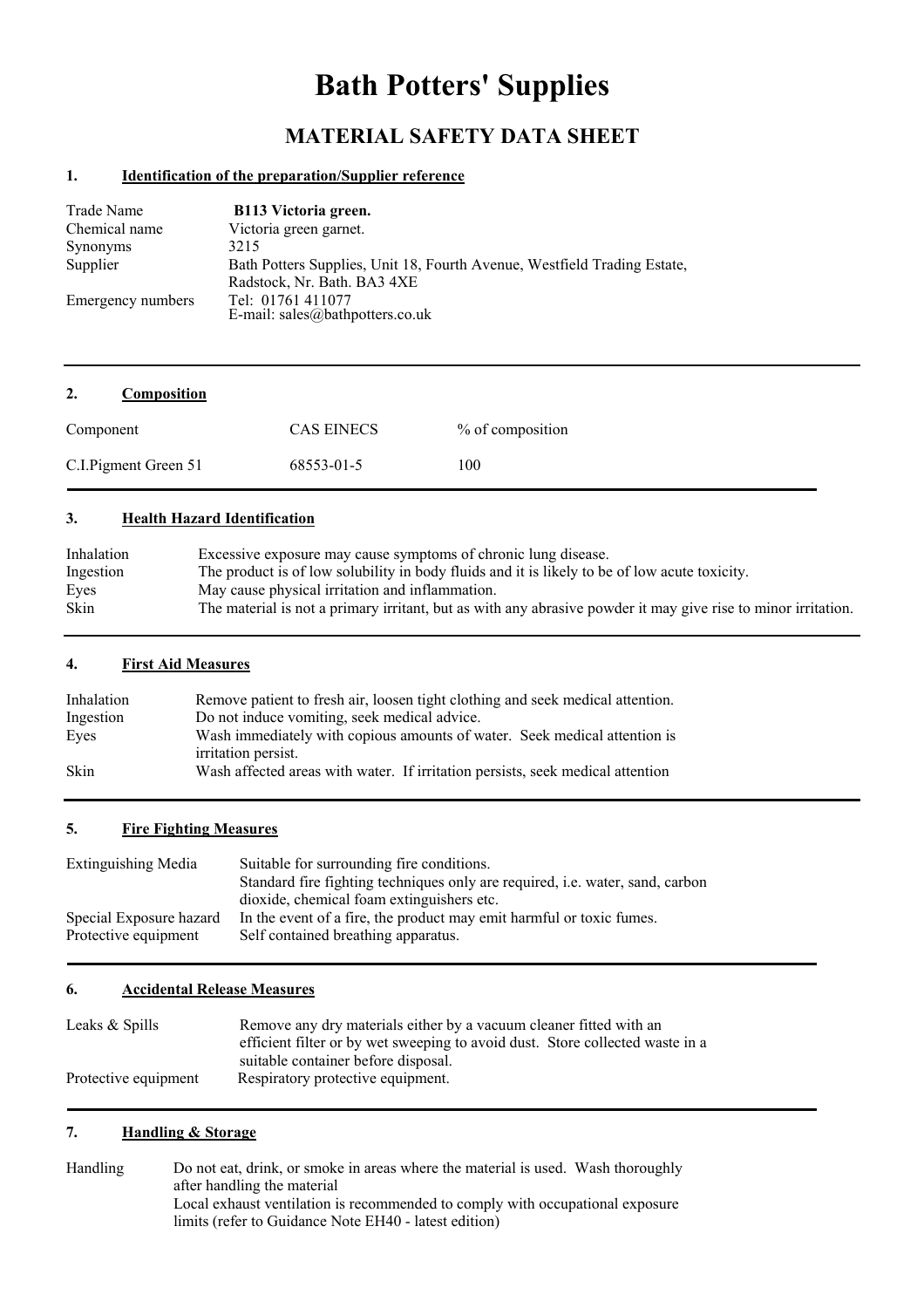# Bath Potters' Supplies

## MATERIAL SAFETY DATA SHEET

### 1. Identification of the preparation/Supplier reference

| | |
|---|---|
| Trade Name | **B113 Victoria green.** |
| Chemical name | Victoria green garnet. |
| Synonyms | 3215 |
| Supplier | Bath Potters Supplies, Unit 18, Fourth Avenue, Westfield Trading Estate, Radstock, Nr. Bath. BA3 4XE |
| Emergency numbers | Tel: 01761 411077<br>E-mail: sales@bathpotters.co.uk |

### 2. Composition

| Component | CAS EINECS | % of composition |
|---|---|---|
| C.I.Pigment Green 51 | 68553-01-5 | 100 |

### 3. Health Hazard Identification

| | |
|---|---|
| Inhalation | Excessive exposure may cause symptoms of chronic lung disease. |
| Ingestion | The product is of low solubility in body fluids and it is likely to be of low acute toxicity. |
| Eyes | May cause physical irritation and inflammation. |
| Skin | The material is not a primary irritant, but as with any abrasive powder it may give rise to minor irritation. |

### 4. First Aid Measures

| | |
|---|---|
| Inhalation | Remove patient to fresh air, loosen tight clothing and seek medical attention. |
| Ingestion | Do not induce vomiting, seek medical advice. |
| Eyes | Wash immediately with copious amounts of water. Seek medical attention is irritation persist. |
| Skin | Wash affected areas with water. If irritation persists, seek medical attention |

### 5. Fire Fighting Measures

| | |
|---|---|
| Extinguishing Media | Suitable for surrounding fire conditions.<br>Standard fire fighting techniques only are required, i.e. water, sand, carbon dioxide, chemical foam extinguishers etc. |
| Special Exposure hazard | In the event of a fire, the product may emit harmful or toxic fumes. |
| Protective equipment | Self contained breathing apparatus. |

### 6. Accidental Release Measures

| | |
|---|---|
| Leaks & Spills | Remove any dry materials either by a vacuum cleaner fitted with an efficient filter or by wet sweeping to avoid dust. Store collected waste in a suitable container before disposal. |
| Protective equipment | Respiratory protective equipment. |

### 7. Handling & Storage

| | |
|---|---|
| Handling | Do not eat, drink, or smoke in areas where the material is used. Wash thoroughly after handling the material<br>Local exhaust ventilation is recommended to comply with occupational exposure limits (refer to Guidance Note EH40 - latest edition) |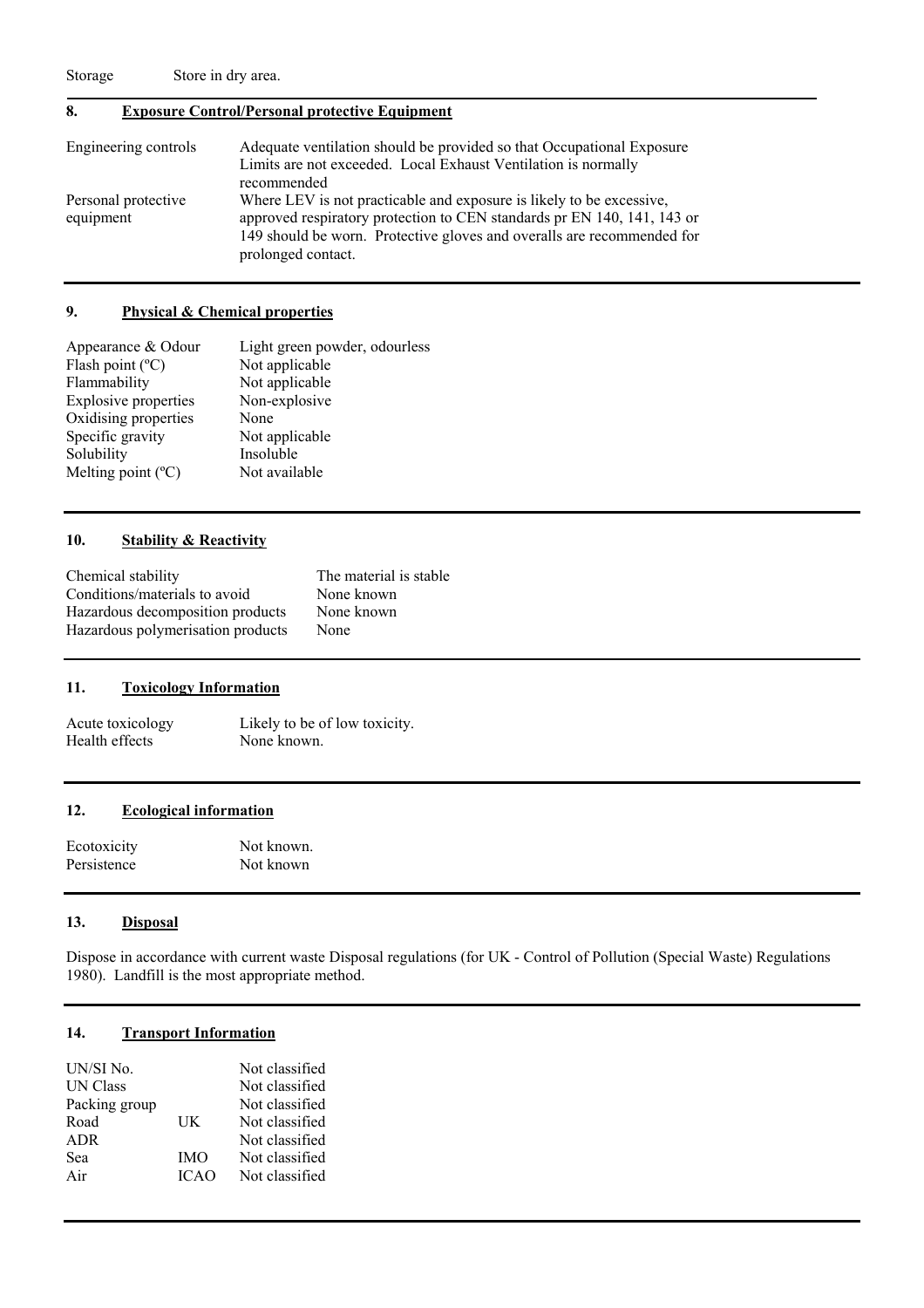| Storage | Store in dry area. |
|---|---|

## 8. Exposure Control/Personal protective Equipment

| Engineering controls | Adequate ventilation should be provided so that Occupational Exposure Limits are not exceeded. Local Exhaust Ventilation is normally recommended |
|---|---|
| Personal protective equipment | Where LEV is not practicable and exposure is likely to be excessive, approved respiratory protection to CEN standards pr EN 140, 141, 143 or 149 should be worn. Protective gloves and overalls are recommended for prolonged contact. |

## 9. Physical & Chemical properties

| Appearance & Odour | Light green powder, odourless |
|---|---|
| Flash point (ºC) | Not applicable |
| Flammability | Not applicable |
| Explosive properties | Non-explosive |
| Oxidising properties | None |
| Specific gravity | Not applicable |
| Solubility | Insoluble |
| Melting point (ºC) | Not available |

## 10. Stability & Reactivity

| Chemical stability | The material is stable |
|---|---|
| Conditions/materials to avoid | None known |
| Hazardous decomposition products | None known |
| Hazardous polymerisation products | None |

## 11. Toxicology Information

| Acute toxicology | Likely to be of low toxicity. |
|---|---|
| Health effects | None known. |

## 12. Ecological information

| Ecotoxicity | Not known. |
|---|---|
| Persistence | Not known |

## 13. Disposal

Dispose in accordance with current waste Disposal regulations (for UK - Control of Pollution (Special Waste) Regulations 1980). Landfill is the most appropriate method.

## 14. Transport Information

| UN/SI No. | | Not classified |
|---|---|---|
| UN Class | | Not classified |
| Packing group | | Not classified |
| Road | UK | Not classified |
| ADR | | Not classified |
| Sea | IMO | Not classified |
| Air | ICAO | Not classified |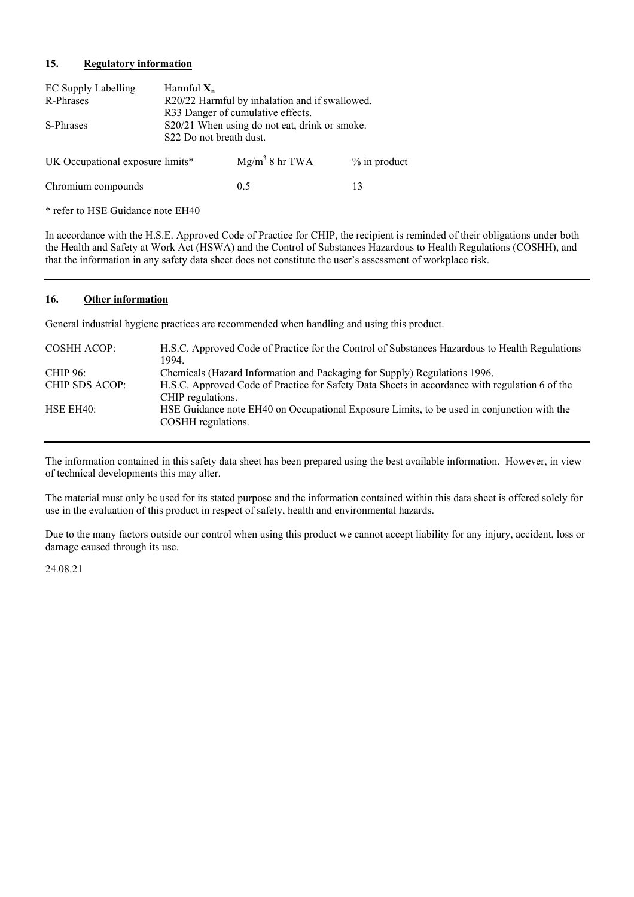## 15. Regulatory information

| | |
|---|---|
| EC Supply Labelling | Harmful $X_n$ |
| R-Phrases | R20/22 Harmful by inhalation and if swallowed.<br>R33 Danger of cumulative effects. |
| S-Phrases | S20/21 When using do not eat, drink or smoke.<br>S22 Do not breath dust. |

| UK Occupational exposure limits* | $Mg/m^3$ 8 hr TWA | % in product |
|---|---|---|
| Chromium compounds | 0.5 | 13 |

* refer to HSE Guidance note EH40

In accordance with the H.S.E. Approved Code of Practice for CHIP, the recipient is reminded of their obligations under both the Health and Safety at Work Act (HSWA) and the Control of Substances Hazardous to Health Regulations (COSHH), and that the information in any safety data sheet does not constitute the user's assessment of workplace risk.

---

## 16. Other information

General industrial hygiene practices are recommended when handling and using this product.

| | |
|---|---|
| COSHH ACOP: | H.S.C. Approved Code of Practice for the Control of Substances Hazardous to Health Regulations 1994. |
| CHIP 96: | Chemicals (Hazard Information and Packaging for Supply) Regulations 1996. |
| CHIP SDS ACOP: | H.S.C. Approved Code of Practice for Safety Data Sheets in accordance with regulation 6 of the CHIP regulations. |
| HSE EH40: | HSE Guidance note EH40 on Occupational Exposure Limits, to be used in conjunction with the COSHH regulations. |

---

The information contained in this safety data sheet has been prepared using the best available information. However, in view of technical developments this may alter.

The material must only be used for its stated purpose and the information contained within this data sheet is offered solely for use in the evaluation of this product in respect of safety, health and environmental hazards.

Due to the many factors outside our control when using this product we cannot accept liability for any injury, accident, loss or damage caused through its use.

24.08.21